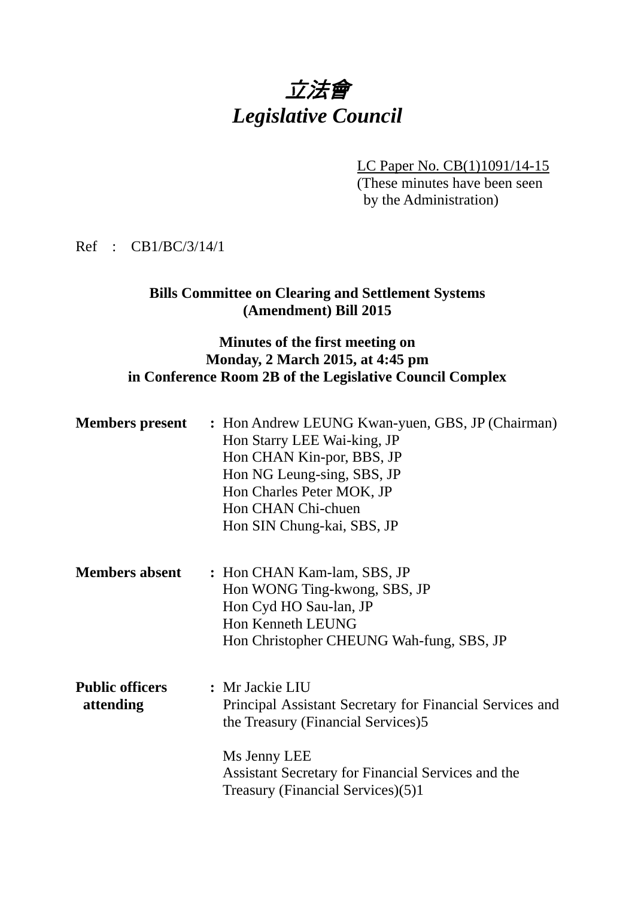# *立法會*
# *Legislative Council*

LC Paper No. CB(1)1091/14-15
(These minutes have been seen by the Administration)

Ref : CB1/BC/3/14/1

**Bills Committee on Clearing and Settlement Systems (Amendment) Bill 2015**

**Minutes of the first meeting on Monday, 2 March 2015, at 4:45 pm in Conference Room 2B of the Legislative Council Complex**

**Members present** : Hon Andrew LEUNG Kwan-yuen, GBS, JP (Chairman)
Hon Starry LEE Wai-king, JP
Hon CHAN Kin-por, BBS, JP
Hon NG Leung-sing, SBS, JP
Hon Charles Peter MOK, JP
Hon CHAN Chi-chuen
Hon SIN Chung-kai, SBS, JP

**Members absent** : Hon CHAN Kam-lam, SBS, JP
Hon WONG Ting-kwong, SBS, JP
Hon Cyd HO Sau-lan, JP
Hon Kenneth LEUNG
Hon Christopher CHEUNG Wah-fung, SBS, JP

**Public officers attending** : Mr Jackie LIU
Principal Assistant Secretary for Financial Services and the Treasury (Financial Services)5

Ms Jenny LEE
Assistant Secretary for Financial Services and the Treasury (Financial Services)(5)1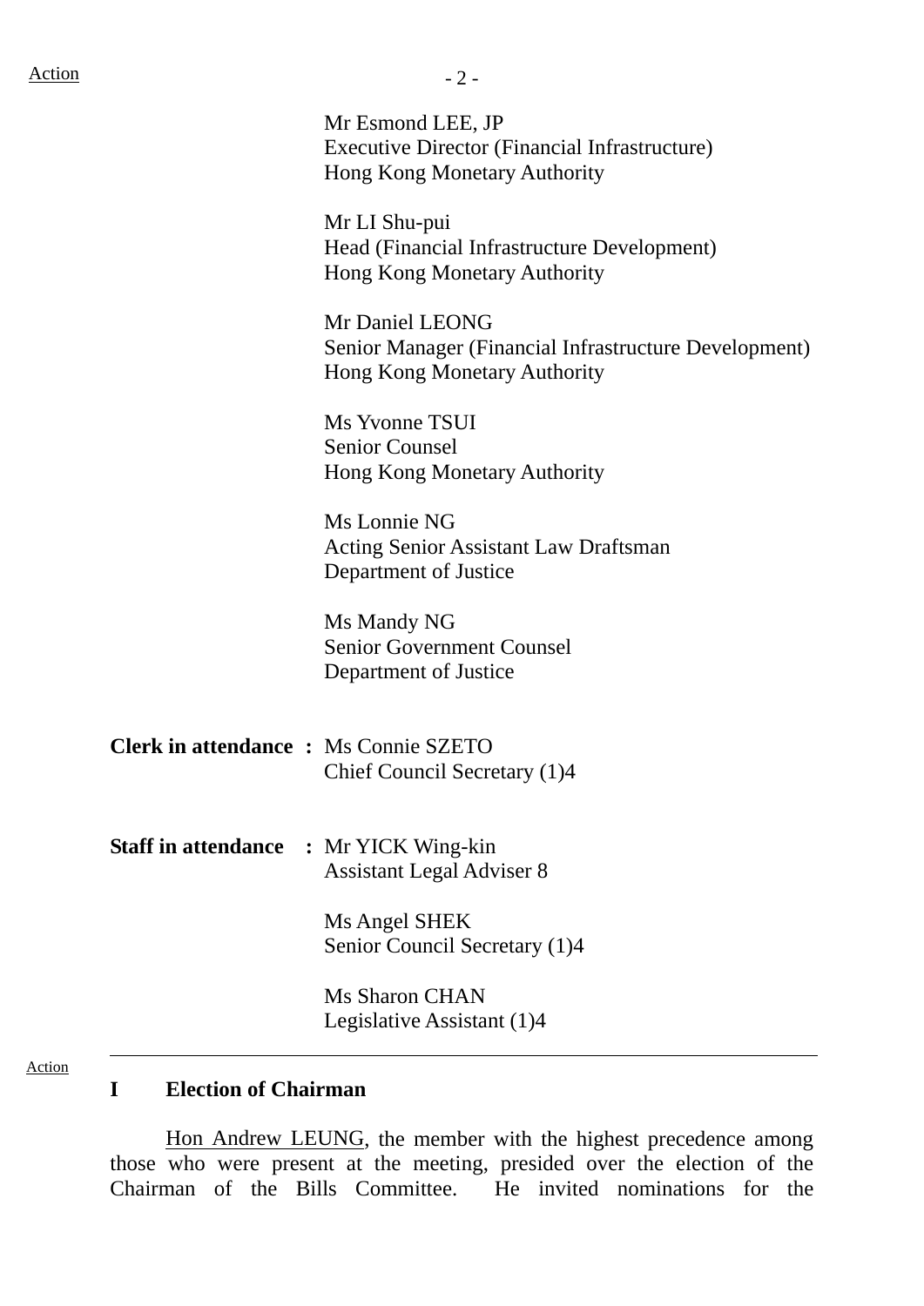Mr Esmond LEE, JP
Executive Director (Financial Infrastructure)
Hong Kong Monetary Authority

Mr LI Shu-pui
Head (Financial Infrastructure Development)
Hong Kong Monetary Authority

Mr Daniel LEONG
Senior Manager (Financial Infrastructure Development)
Hong Kong Monetary Authority

Ms Yvonne TSUI
Senior Counsel
Hong Kong Monetary Authority

Ms Lonnie NG
Acting Senior Assistant Law Draftsman
Department of Justice

Ms Mandy NG
Senior Government Counsel
Department of Justice

**Clerk in attendance :** Ms Connie SZETO
Chief Council Secretary (1)4

**Staff in attendance :** Mr YICK Wing-kin
Assistant Legal Adviser 8

Ms Angel SHEK
Senior Council Secretary (1)4

Ms Sharon CHAN
Legislative Assistant (1)4

---

Action

## I Election of Chairman

Hon Andrew LEUNG, the member with the highest precedence among those who were present at the meeting, presided over the election of the Chairman of the Bills Committee. He invited nominations for the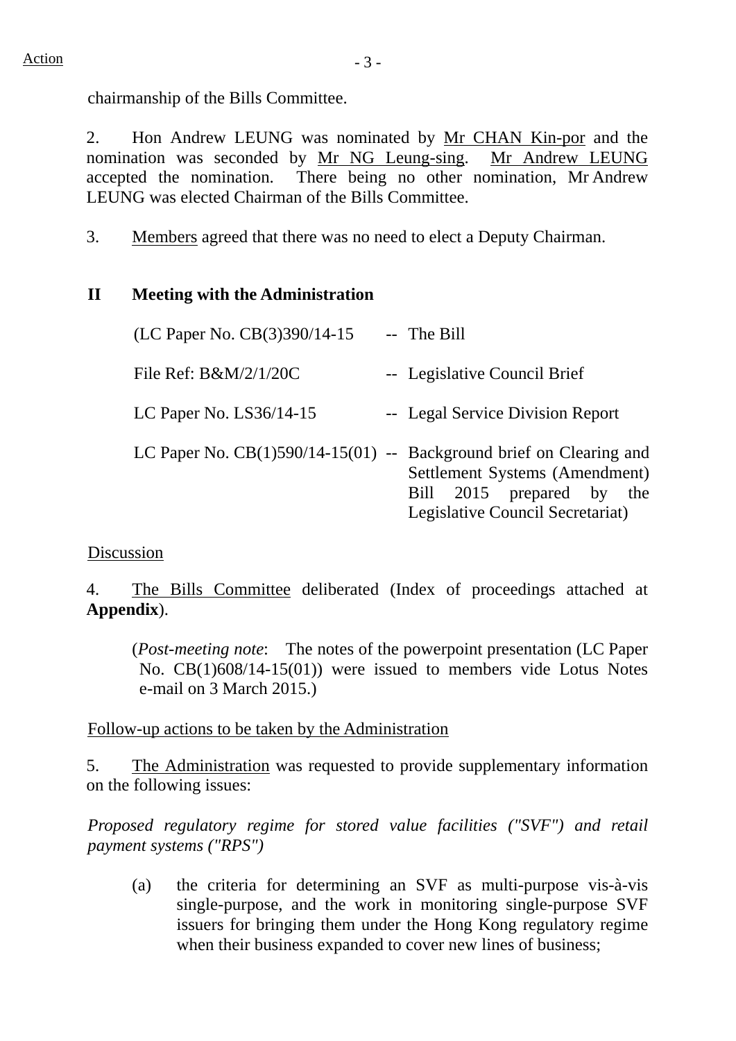chairmanship of the Bills Committee.

2. Hon Andrew LEUNG was nominated by Mr CHAN Kin-por and the nomination was seconded by Mr NG Leung-sing. Mr Andrew LEUNG accepted the nomination. There being no other nomination, Mr Andrew LEUNG was elected Chairman of the Bills Committee.

3. Members agreed that there was no need to elect a Deputy Chairman.

## II Meeting with the Administration

| | | |
|---|---|---|
| (LC Paper No. CB(3)390/14-15 | -- | The Bill |
| File Ref: B&M/2/1/20C | -- | Legislative Council Brief |
| LC Paper No. LS36/14-15 | -- | Legal Service Division Report |
| LC Paper No. CB(1)590/14-15(01) | -- | Background brief on Clearing and Settlement Systems (Amendment) Bill 2015 prepared by the Legislative Council Secretariat) |

Discussion

4. The Bills Committee deliberated (Index of proceedings attached at **Appendix**).

(*Post-meeting note*: The notes of the powerpoint presentation (LC Paper No. CB(1)608/14-15(01)) were issued to members vide Lotus Notes e-mail on 3 March 2015.)

Follow-up actions to be taken by the Administration

5. The Administration was requested to provide supplementary information on the following issues:

*Proposed regulatory regime for stored value facilities ("SVF") and retail payment systems ("RPS")*

(a) the criteria for determining an SVF as multi-purpose vis-à-vis single-purpose, and the work in monitoring single-purpose SVF issuers for bringing them under the Hong Kong regulatory regime when their business expanded to cover new lines of business;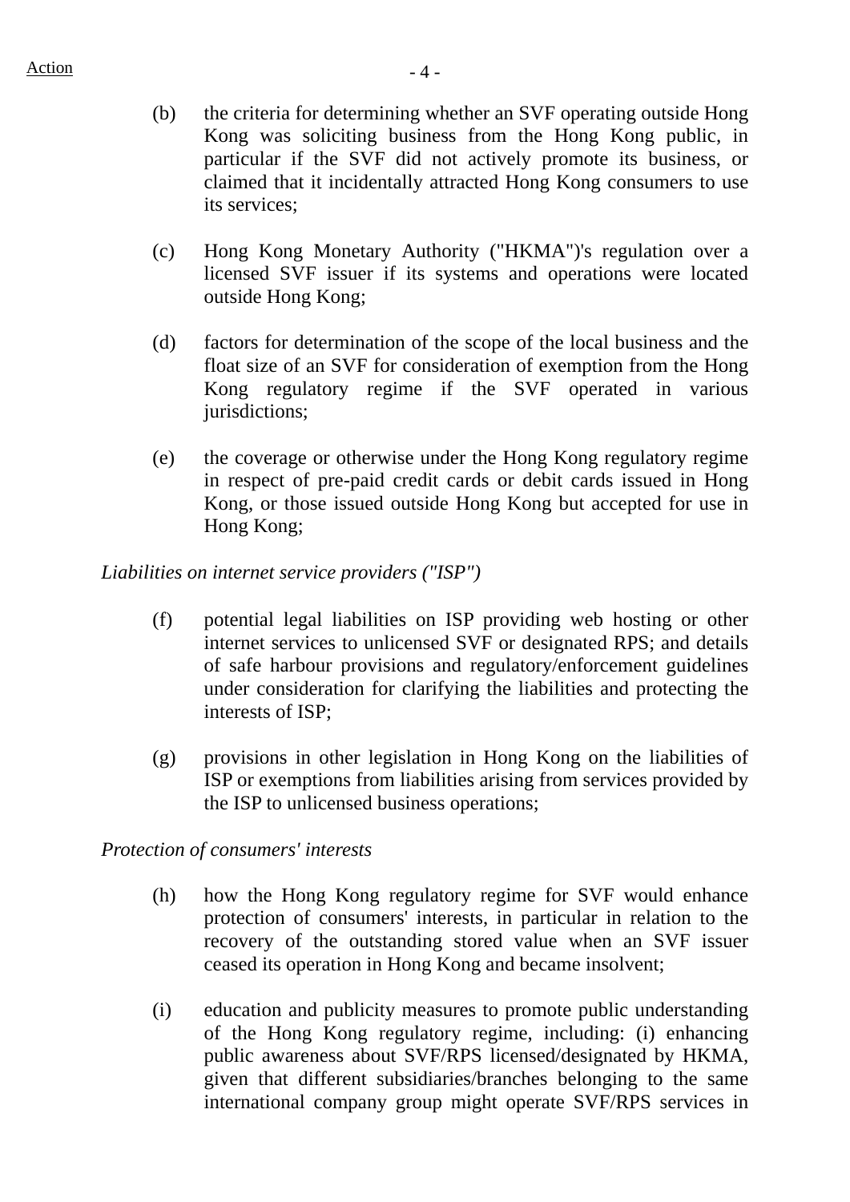(b) the criteria for determining whether an SVF operating outside Hong Kong was soliciting business from the Hong Kong public, in particular if the SVF did not actively promote its business, or claimed that it incidentally attracted Hong Kong consumers to use its services;

(c) Hong Kong Monetary Authority ("HKMA")'s regulation over a licensed SVF issuer if its systems and operations were located outside Hong Kong;

(d) factors for determination of the scope of the local business and the float size of an SVF for consideration of exemption from the Hong Kong regulatory regime if the SVF operated in various jurisdictions;

(e) the coverage or otherwise under the Hong Kong regulatory regime in respect of pre-paid credit cards or debit cards issued in Hong Kong, or those issued outside Hong Kong but accepted for use in Hong Kong;

*Liabilities on internet service providers ("ISP")*

(f) potential legal liabilities on ISP providing web hosting or other internet services to unlicensed SVF or designated RPS; and details of safe harbour provisions and regulatory/enforcement guidelines under consideration for clarifying the liabilities and protecting the interests of ISP;

(g) provisions in other legislation in Hong Kong on the liabilities of ISP or exemptions from liabilities arising from services provided by the ISP to unlicensed business operations;

*Protection of consumers' interests*

(h) how the Hong Kong regulatory regime for SVF would enhance protection of consumers' interests, in particular in relation to the recovery of the outstanding stored value when an SVF issuer ceased its operation in Hong Kong and became insolvent;

(i) education and publicity measures to promote public understanding of the Hong Kong regulatory regime, including: (i) enhancing public awareness about SVF/RPS licensed/designated by HKMA, given that different subsidiaries/branches belonging to the same international company group might operate SVF/RPS services in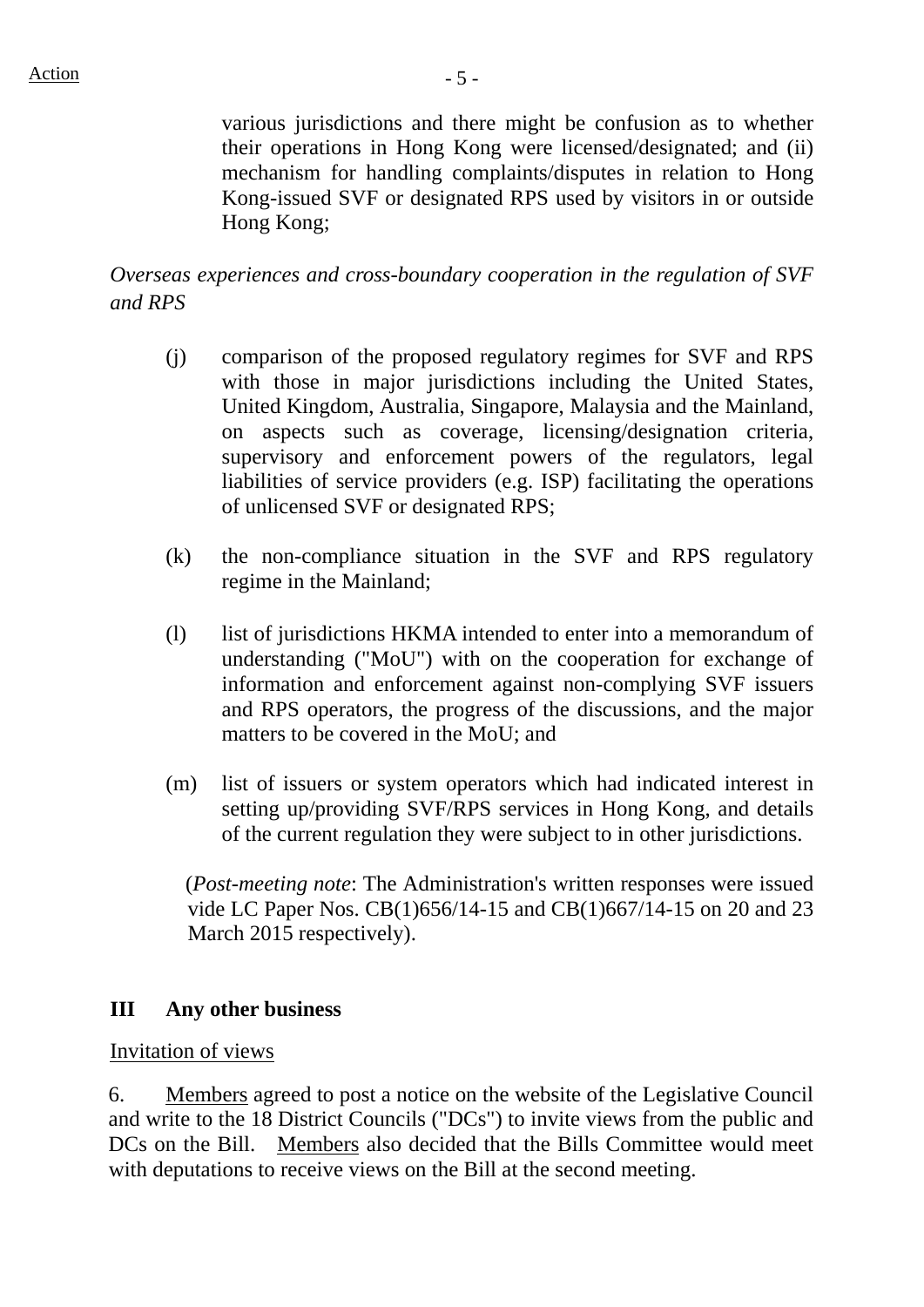various jurisdictions and there might be confusion as to whether their operations in Hong Kong were licensed/designated; and (ii) mechanism for handling complaints/disputes in relation to Hong Kong-issued SVF or designated RPS used by visitors in or outside Hong Kong;

*Overseas experiences and cross-boundary cooperation in the regulation of SVF and RPS*

(j) comparison of the proposed regulatory regimes for SVF and RPS with those in major jurisdictions including the United States, United Kingdom, Australia, Singapore, Malaysia and the Mainland, on aspects such as coverage, licensing/designation criteria, supervisory and enforcement powers of the regulators, legal liabilities of service providers (e.g. ISP) facilitating the operations of unlicensed SVF or designated RPS;

(k) the non-compliance situation in the SVF and RPS regulatory regime in the Mainland;

(l) list of jurisdictions HKMA intended to enter into a memorandum of understanding ("MoU") with on the cooperation for exchange of information and enforcement against non-complying SVF issuers and RPS operators, the progress of the discussions, and the major matters to be covered in the MoU; and

(m) list of issuers or system operators which had indicated interest in setting up/providing SVF/RPS services in Hong Kong, and details of the current regulation they were subject to in other jurisdictions.

(*Post-meeting note*: The Administration's written responses were issued vide LC Paper Nos. CB(1)656/14-15 and CB(1)667/14-15 on 20 and 23 March 2015 respectively).

## III Any other business

Invitation of views

6. Members agreed to post a notice on the website of the Legislative Council and write to the 18 District Councils ("DCs") to invite views from the public and DCs on the Bill. Members also decided that the Bills Committee would meet with deputations to receive views on the Bill at the second meeting.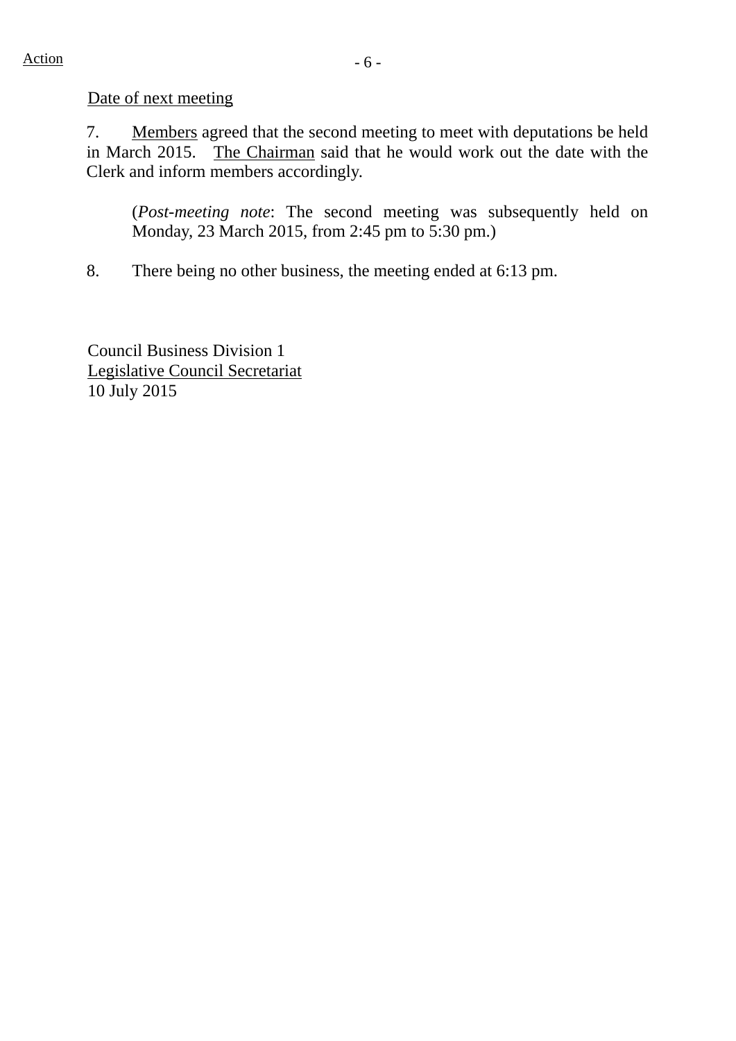Action

Date of next meeting

7. Members agreed that the second meeting to meet with deputations be held in March 2015. The Chairman said that he would work out the date with the Clerk and inform members accordingly.

> (*Post-meeting note*: The second meeting was subsequently held on Monday, 23 March 2015, from 2:45 pm to 5:30 pm.)

8. There being no other business, the meeting ended at 6:13 pm.

Council Business Division 1
Legislative Council Secretariat
10 July 2015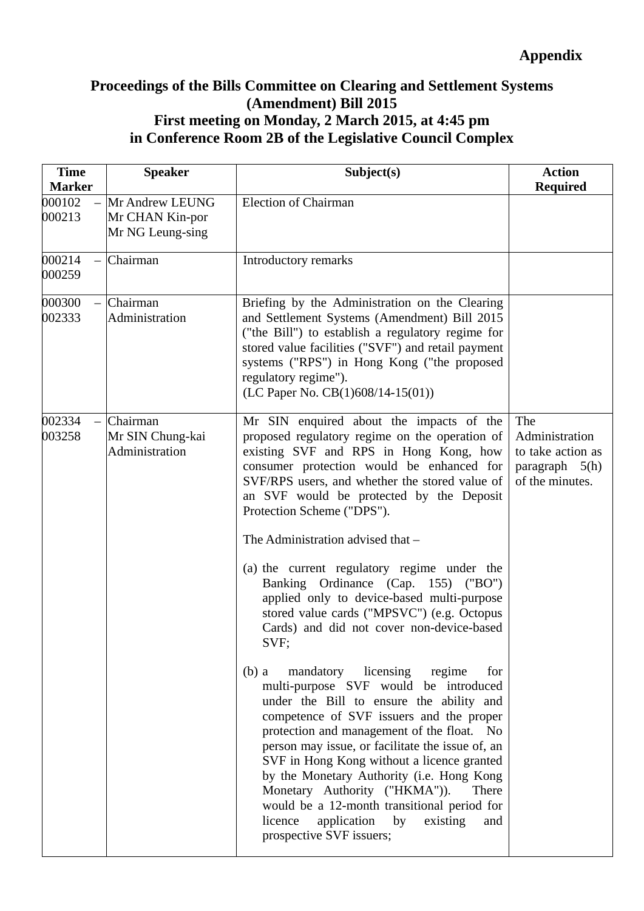**Appendix**

**Proceedings of the Bills Committee on Clearing and Settlement Systems (Amendment) Bill 2015**
**First meeting on Monday, 2 March 2015, at 4:45 pm**
**in Conference Room 2B of the Legislative Council Complex**

| Time Marker | Speaker | Subject(s) | Action Required |
|---|---|---|---|
| 000102 – 000213 | Mr Andrew LEUNG<br>Mr CHAN Kin-por<br>Mr NG Leung-sing | Election of Chairman | |
| 000214 – 000259 | Chairman | Introductory remarks | |
| 000300 – 002333 | Chairman<br>Administration | Briefing by the Administration on the Clearing and Settlement Systems (Amendment) Bill 2015 ("the Bill") to establish a regulatory regime for stored value facilities ("SVF") and retail payment systems ("RPS") in Hong Kong ("the proposed regulatory regime").<br>(LC Paper No. CB(1)608/14-15(01)) | |
| 002334 – 003258 | Chairman<br>Mr SIN Chung-kai<br>Administration | Mr SIN enquired about the impacts of the proposed regulatory regime on the operation of existing SVF and RPS in Hong Kong, how consumer protection would be enhanced for SVF/RPS users, and whether the stored value of an SVF would be protected by the Deposit Protection Scheme ("DPS").<br><br>The Administration advised that –<br><br>(a) the current regulatory regime under the Banking Ordinance (Cap. 155) ("BO") applied only to device-based multi-purpose stored value cards ("MPSVC") (e.g. Octopus Cards) and did not cover non-device-based SVF;<br><br>(b) a mandatory licensing regime for multi-purpose SVF would be introduced under the Bill to ensure the ability and competence of SVF issuers and the proper protection and management of the float. No person may issue, or facilitate the issue of, an SVF in Hong Kong without a licence granted by the Monetary Authority (i.e. Hong Kong Monetary Authority ("HKMA")). There would be a 12-month transitional period for licence application by existing and prospective SVF issuers; | The Administration to take action as paragraph 5(h) of the minutes. |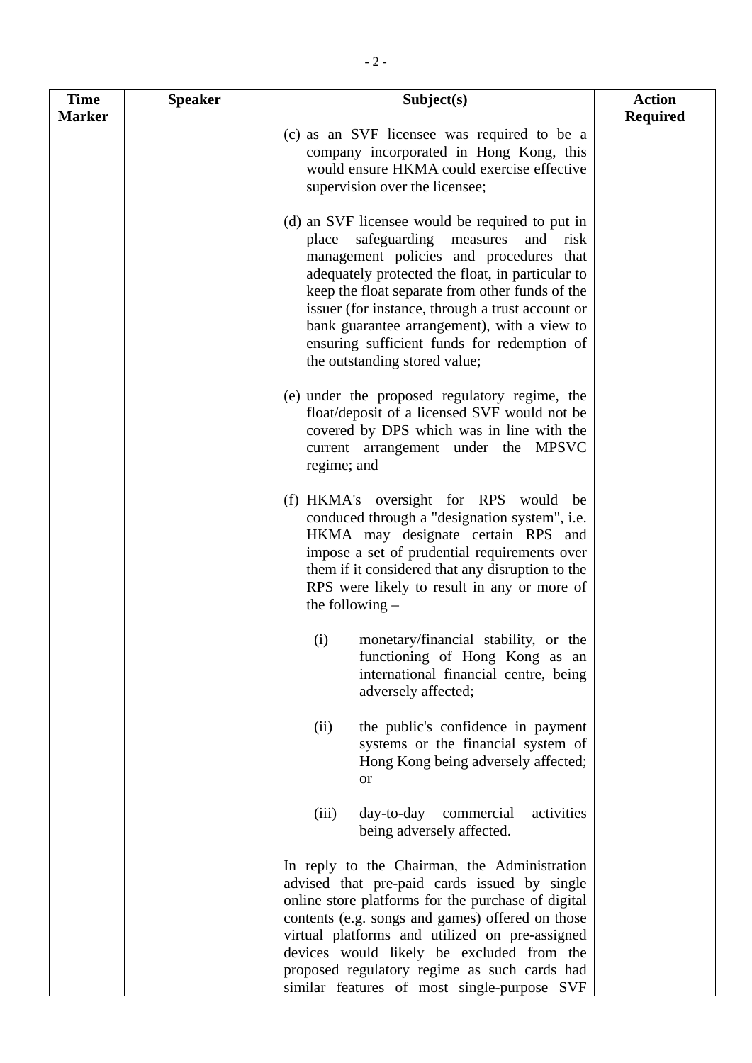| Time Marker | Speaker | Subject(s) | Action Required |
|---|---|---|---|
| | | (c) as an SVF licensee was required to be a company incorporated in Hong Kong, this would ensure HKMA could exercise effective supervision over the licensee;<br><br>(d) an SVF licensee would be required to put in place safeguarding measures and risk management policies and procedures that adequately protected the float, in particular to keep the float separate from other funds of the issuer (for instance, through a trust account or bank guarantee arrangement), with a view to ensuring sufficient funds for redemption of the outstanding stored value;<br><br>(e) under the proposed regulatory regime, the float/deposit of a licensed SVF would not be covered by DPS which was in line with the current arrangement under the MPSVC regime; and<br><br>(f) HKMA's oversight for RPS would be conduced through a "designation system", i.e. HKMA may designate certain RPS and impose a set of prudential requirements over them if it considered that any disruption to the RPS were likely to result in any or more of the following –<br><br>(i) monetary/financial stability, or the functioning of Hong Kong as an international financial centre, being adversely affected;<br><br>(ii) the public's confidence in payment systems or the financial system of Hong Kong being adversely affected; or<br><br>(iii) day-to-day commercial activities being adversely affected.<br><br>In reply to the Chairman, the Administration advised that pre-paid cards issued by single online store platforms for the purchase of digital contents (e.g. songs and games) offered on those virtual platforms and utilized on pre-assigned devices would likely be excluded from the proposed regulatory regime as such cards had similar features of most single-purpose SVF | |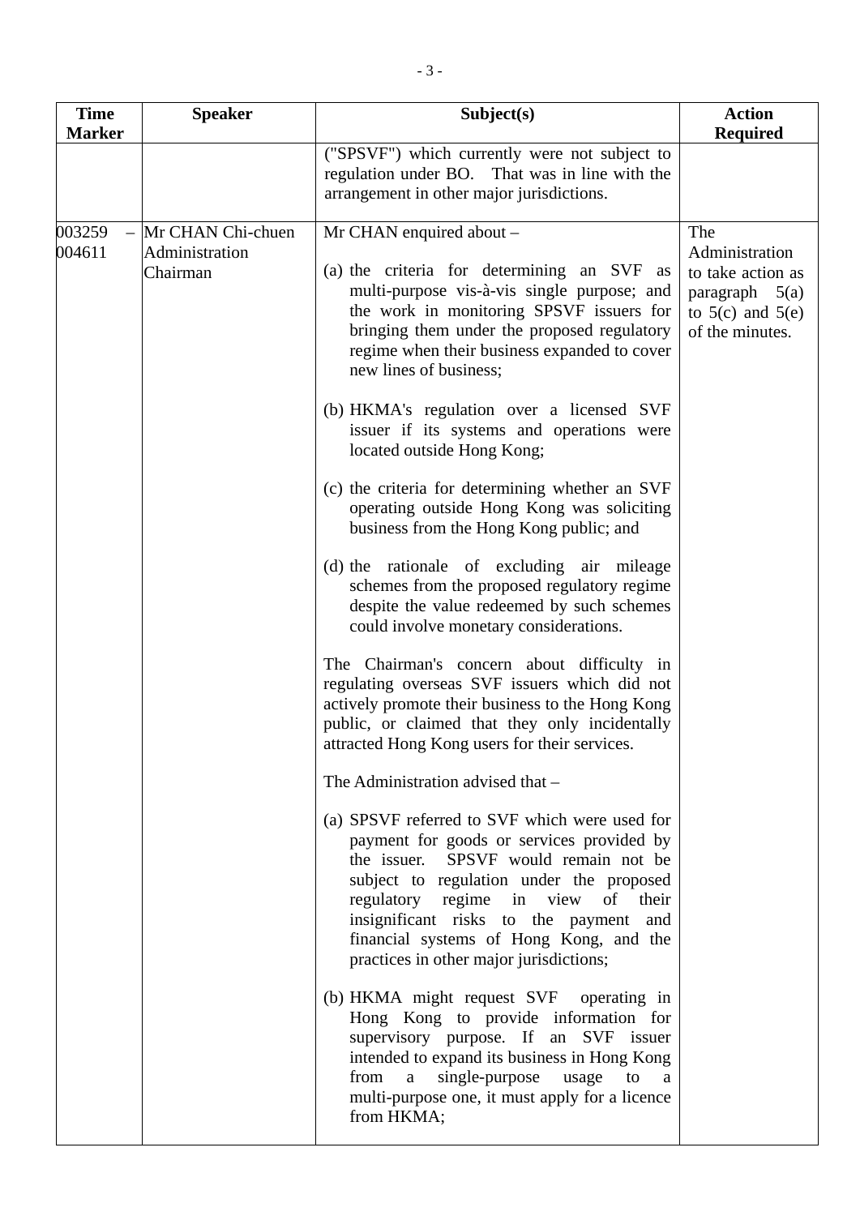| Time Marker | Speaker | Subject(s) | Action Required |
|---|---|---|---|
| | | ("SPSVF") which currently were not subject to regulation under BO. That was in line with the arrangement in other major jurisdictions. | |
| 003259 – 004611 | Mr CHAN Chi-chuen<br>Administration<br>Chairman | Mr CHAN enquired about –<br><br>(a) the criteria for determining an SVF as multi-purpose vis-à-vis single purpose; and the work in monitoring SPSVF issuers for bringing them under the proposed regulatory regime when their business expanded to cover new lines of business;<br><br>(b) HKMA's regulation over a licensed SVF issuer if its systems and operations were located outside Hong Kong;<br><br>(c) the criteria for determining whether an SVF operating outside Hong Kong was soliciting business from the Hong Kong public; and<br><br>(d) the rationale of excluding air mileage schemes from the proposed regulatory regime despite the value redeemed by such schemes could involve monetary considerations.<br><br>The Chairman's concern about difficulty in regulating overseas SVF issuers which did not actively promote their business to the Hong Kong public, or claimed that they only incidentally attracted Hong Kong users for their services.<br><br>The Administration advised that –<br><br>(a) SPSVF referred to SVF which were used for payment for goods or services provided by the issuer. SPSVF would remain not be subject to regulation under the proposed regulatory regime in view of their insignificant risks to the payment and financial systems of Hong Kong, and the practices in other major jurisdictions;<br><br>(b) HKMA might request SVF operating in Hong Kong to provide information for supervisory purpose. If an SVF issuer intended to expand its business in Hong Kong from a single-purpose usage to a multi-purpose one, it must apply for a licence from HKMA; | The Administration to take action as paragraph 5(a) to 5(c) and 5(e) of the minutes. |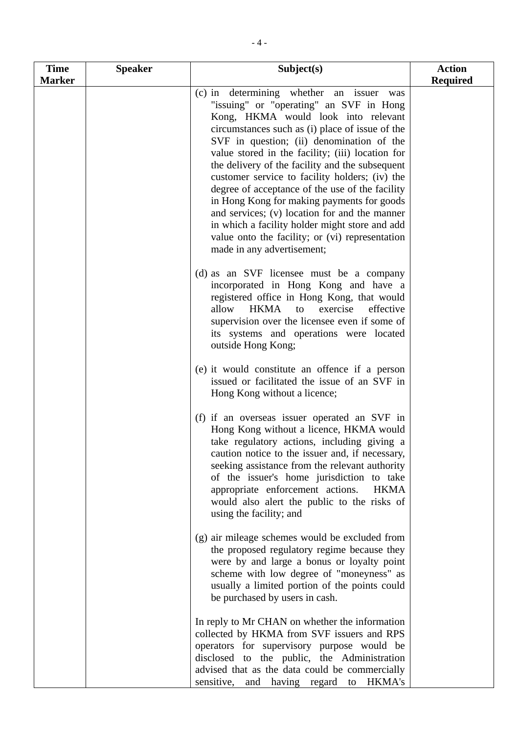| Time Marker | Speaker | Subject(s) | Action Required |
|---|---|---|---|
| | | (c) in determining whether an issuer was "issuing" or "operating" an SVF in Hong Kong, HKMA would look into relevant circumstances such as (i) place of issue of the SVF in question; (ii) denomination of the value stored in the facility; (iii) location for the delivery of the facility and the subsequent customer service to facility holders; (iv) the degree of acceptance of the use of the facility in Hong Kong for making payments for goods and services; (v) location for and the manner in which a facility holder might store and add value onto the facility; or (vi) representation made in any advertisement;<br><br>(d) as an SVF licensee must be a company incorporated in Hong Kong and have a registered office in Hong Kong, that would allow HKMA to exercise effective supervision over the licensee even if some of its systems and operations were located outside Hong Kong;<br><br>(e) it would constitute an offence if a person issued or facilitated the issue of an SVF in Hong Kong without a licence;<br><br>(f) if an overseas issuer operated an SVF in Hong Kong without a licence, HKMA would take regulatory actions, including giving a caution notice to the issuer and, if necessary, seeking assistance from the relevant authority of the issuer's home jurisdiction to take appropriate enforcement actions. HKMA would also alert the public to the risks of using the facility; and<br><br>(g) air mileage schemes would be excluded from the proposed regulatory regime because they were by and large a bonus or loyalty point scheme with low degree of "moneyness" as usually a limited portion of the points could be purchased by users in cash.<br><br>In reply to Mr CHAN on whether the information collected by HKMA from SVF issuers and RPS operators for supervisory purpose would be disclosed to the public, the Administration advised that as the data could be commercially sensitive, and having regard to HKMA's | |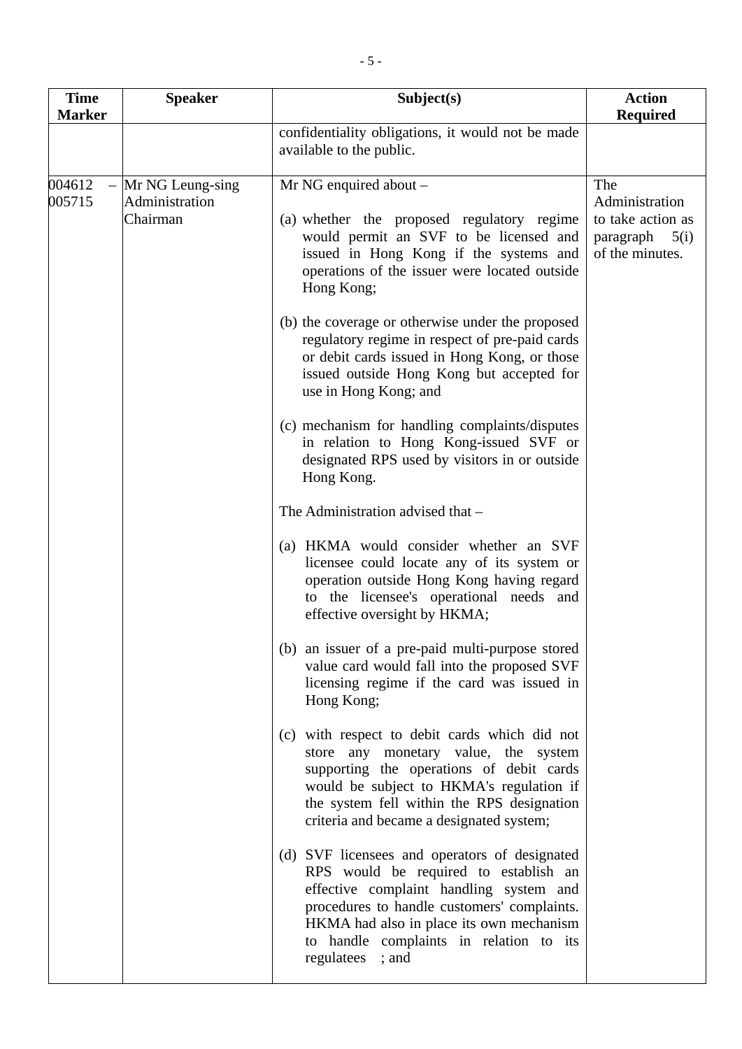| Time Marker | Speaker | Subject(s) | Action Required |
|---|---|---|---|
| | | confidentiality obligations, it would not be made available to the public. | |
| 004612 – 005715 | Mr NG Leung-sing<br>Administration<br>Chairman | Mr NG enquired about –<br><br>(a) whether the proposed regulatory regime would permit an SVF to be licensed and issued in Hong Kong if the systems and operations of the issuer were located outside Hong Kong;<br><br>(b) the coverage or otherwise under the proposed regulatory regime in respect of pre-paid cards or debit cards issued in Hong Kong, or those issued outside Hong Kong but accepted for use in Hong Kong; and<br><br>(c) mechanism for handling complaints/disputes in relation to Hong Kong-issued SVF or designated RPS used by visitors in or outside Hong Kong.<br><br>The Administration advised that –<br><br>(a) HKMA would consider whether an SVF licensee could locate any of its system or operation outside Hong Kong having regard to the licensee's operational needs and effective oversight by HKMA;<br><br>(b) an issuer of a pre-paid multi-purpose stored value card would fall into the proposed SVF licensing regime if the card was issued in Hong Kong;<br><br>(c) with respect to debit cards which did not store any monetary value, the system supporting the operations of debit cards would be subject to HKMA's regulation if the system fell within the RPS designation criteria and became a designated system;<br><br>(d) SVF licensees and operators of designated RPS would be required to establish an effective complaint handling system and procedures to handle customers' complaints. HKMA had also in place its own mechanism to handle complaints in relation to its regulatees ; and | The Administration to take action as paragraph 5(i) of the minutes. |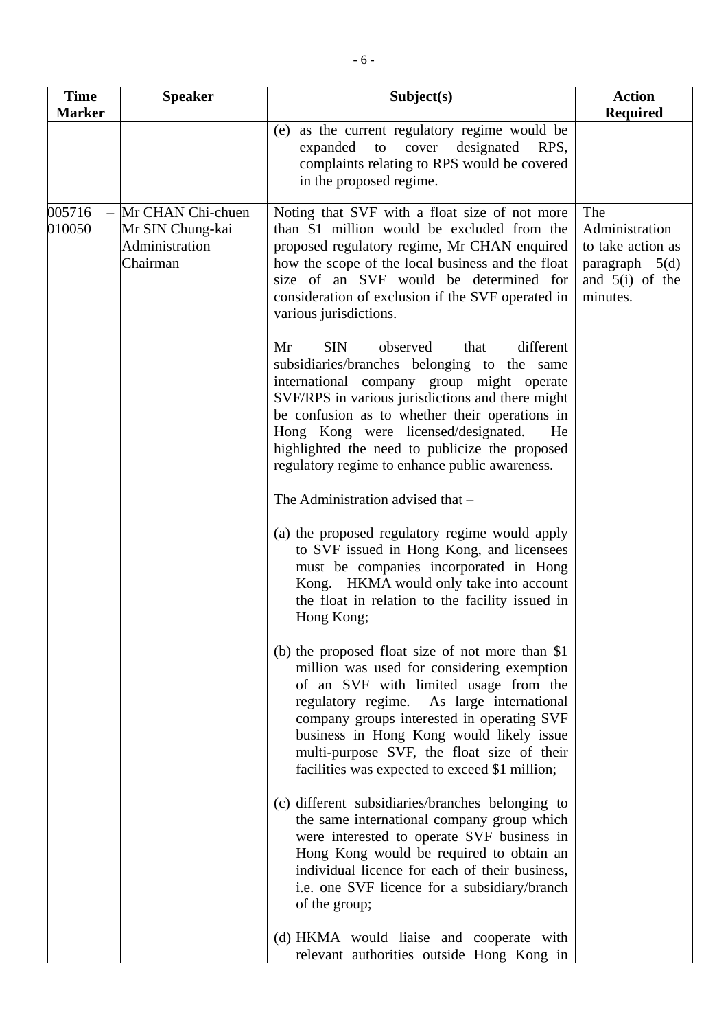| Time Marker | Speaker | Subject(s) | Action Required |
|---|---|---|---|
| | | (e) as the current regulatory regime would be expanded to cover designated RPS, complaints relating to RPS would be covered in the proposed regime. | |
| 005716 – 010050 | Mr CHAN Chi-chuen<br>Mr SIN Chung-kai<br>Administration<br>Chairman | Noting that SVF with a float size of not more than $1 million would be excluded from the proposed regulatory regime, Mr CHAN enquired how the scope of the local business and the float size of an SVF would be determined for consideration of exclusion if the SVF operated in various jurisdictions.<br><br>Mr SIN observed that different subsidiaries/branches belonging to the same international company group might operate SVF/RPS in various jurisdictions and there might be confusion as to whether their operations in Hong Kong were licensed/designated. He highlighted the need to publicize the proposed regulatory regime to enhance public awareness.<br><br>The Administration advised that –<br><br>(a) the proposed regulatory regime would apply to SVF issued in Hong Kong, and licensees must be companies incorporated in Hong Kong. HKMA would only take into account the float in relation to the facility issued in Hong Kong;<br><br>(b) the proposed float size of not more than $1 million was used for considering exemption of an SVF with limited usage from the regulatory regime. As large international company groups interested in operating SVF business in Hong Kong would likely issue multi-purpose SVF, the float size of their facilities was expected to exceed $1 million;<br><br>(c) different subsidiaries/branches belonging to the same international company group which were interested to operate SVF business in Hong Kong would be required to obtain an individual licence for each of their business, i.e. one SVF licence for a subsidiary/branch of the group;<br><br>(d) HKMA would liaise and cooperate with relevant authorities outside Hong Kong in | The Administration to take action as paragraph 5(d) and 5(i) of the minutes. |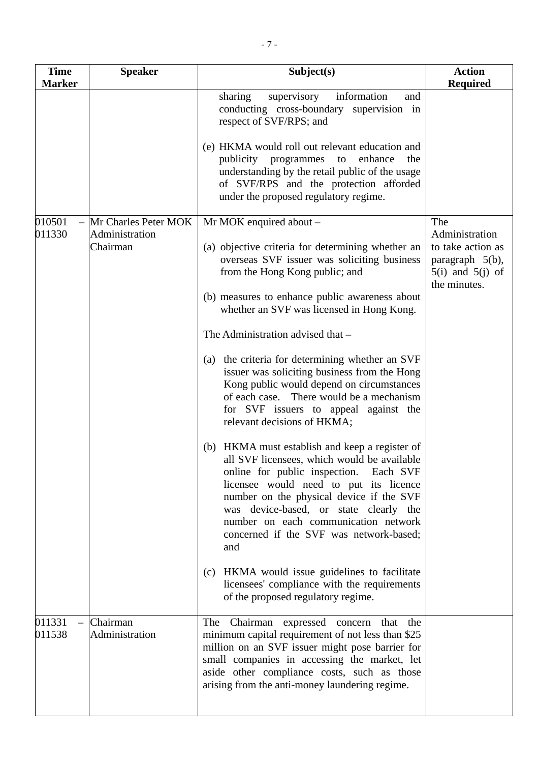| Time Marker | Speaker | Subject(s) | Action Required |
|---|---|---|---|
| | | sharing supervisory information and conducting cross-boundary supervision in respect of SVF/RPS; and<br><br>(e) HKMA would roll out relevant education and publicity programmes to enhance the understanding by the retail public of the usage of SVF/RPS and the protection afforded under the proposed regulatory regime. | |
| 010501 – 011330 | Mr Charles Peter MOK<br>Administration<br>Chairman | Mr MOK enquired about –<br><br>(a) objective criteria for determining whether an overseas SVF issuer was soliciting business from the Hong Kong public; and<br><br>(b) measures to enhance public awareness about whether an SVF was licensed in Hong Kong.<br><br>The Administration advised that –<br><br>(a) the criteria for determining whether an SVF issuer was soliciting business from the Hong Kong public would depend on circumstances of each case. There would be a mechanism for SVF issuers to appeal against the relevant decisions of HKMA;<br><br>(b) HKMA must establish and keep a register of all SVF licensees, which would be available online for public inspection. Each SVF licensee would need to put its licence number on the physical device if the SVF was device-based, or state clearly the number on each communication network concerned if the SVF was network-based; and<br><br>(c) HKMA would issue guidelines to facilitate licensees' compliance with the requirements of the proposed regulatory regime. | The Administration to take action as paragraph 5(b), 5(i) and 5(j) of the minutes. |
| 011331 – 011538 | Chairman<br>Administration | The Chairman expressed concern that the minimum capital requirement of not less than $25 million on an SVF issuer might pose barrier for small companies in accessing the market, let aside other compliance costs, such as those arising from the anti-money laundering regime. | |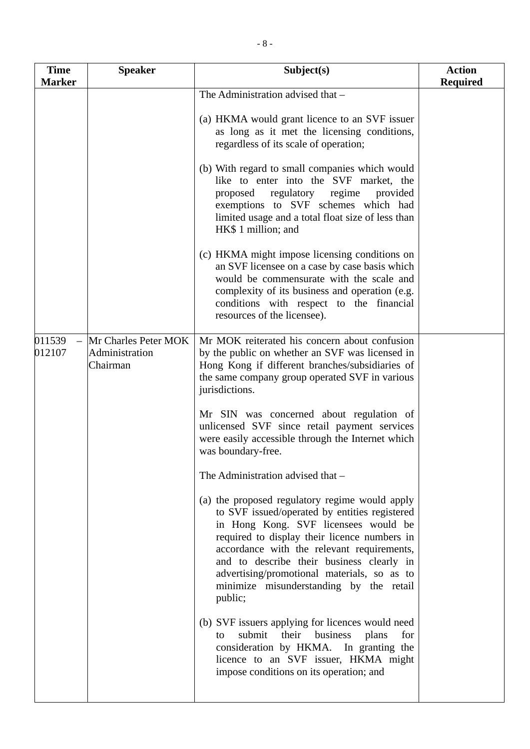| Time Marker | Speaker | Subject(s) | Action Required |
|---|---|---|---|
| | | The Administration advised that –<br><br>(a) HKMA would grant licence to an SVF issuer as long as it met the licensing conditions, regardless of its scale of operation;<br><br>(b) With regard to small companies which would like to enter into the SVF market, the proposed regulatory regime provided exemptions to SVF schemes which had limited usage and a total float size of less than HK$ 1 million; and<br><br>(c) HKMA might impose licensing conditions on an SVF licensee on a case by case basis which would be commensurate with the scale and complexity of its business and operation (e.g. conditions with respect to the financial resources of the licensee). | |
| 011539 – 012107 | Mr Charles Peter MOK<br>Administration<br>Chairman | Mr MOK reiterated his concern about confusion by the public on whether an SVF was licensed in Hong Kong if different branches/subsidiaries of the same company group operated SVF in various jurisdictions.<br><br>Mr SIN was concerned about regulation of unlicensed SVF since retail payment services were easily accessible through the Internet which was boundary-free.<br><br>The Administration advised that –<br><br>(a) the proposed regulatory regime would apply to SVF issued/operated by entities registered in Hong Kong. SVF licensees would be required to display their licence numbers in accordance with the relevant requirements, and to describe their business clearly in advertising/promotional materials, so as to minimize misunderstanding by the retail public;<br><br>(b) SVF issuers applying for licences would need to submit their business plans for consideration by HKMA. In granting the licence to an SVF issuer, HKMA might impose conditions on its operation; and | |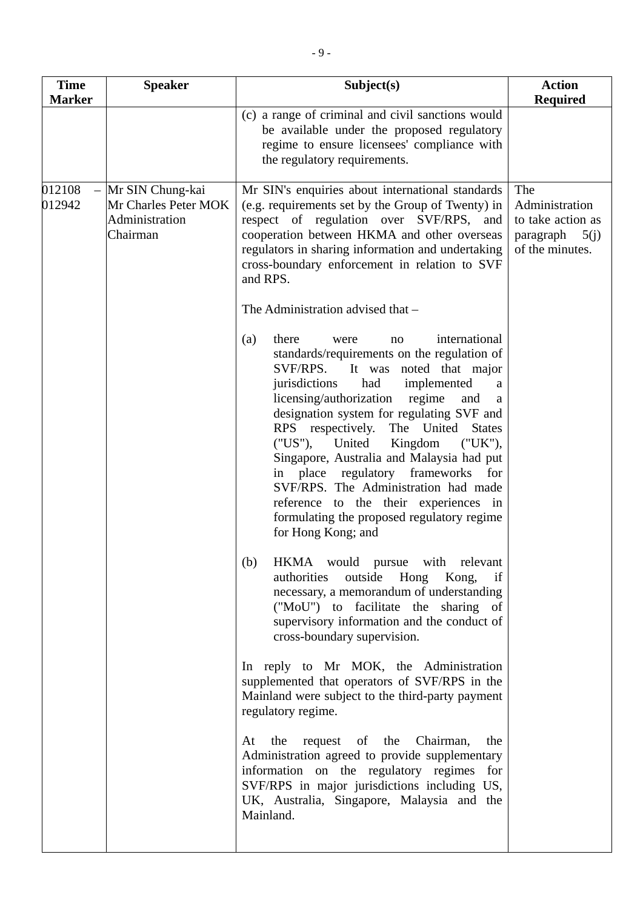| Time Marker | Speaker | Subject(s) | Action Required |
|---|---|---|---|
| | | (c) a range of criminal and civil sanctions would be available under the proposed regulatory regime to ensure licensees' compliance with the regulatory requirements. | |
| 012108 – 012942 | Mr SIN Chung-kai<br>Mr Charles Peter MOK<br>Administration<br>Chairman | Mr SIN's enquiries about international standards (e.g. requirements set by the Group of Twenty) in respect of regulation over SVF/RPS, and cooperation between HKMA and other overseas regulators in sharing information and undertaking cross-boundary enforcement in relation to SVF and RPS.<br><br>The Administration advised that –<br><br>(a) there were no international standards/requirements on the regulation of SVF/RPS. It was noted that major jurisdictions had implemented a licensing/authorization regime and a designation system for regulating SVF and RPS respectively. The United States ("US"), United Kingdom ("UK"), Singapore, Australia and Malaysia had put in place regulatory frameworks for SVF/RPS. The Administration had made reference to the their experiences in formulating the proposed regulatory regime for Hong Kong; and<br><br>(b) HKMA would pursue with relevant authorities outside Hong Kong, if necessary, a memorandum of understanding ("MoU") to facilitate the sharing of supervisory information and the conduct of cross-boundary supervision.<br><br>In reply to Mr MOK, the Administration supplemented that operators of SVF/RPS in the Mainland were subject to the third-party payment regulatory regime.<br><br>At the request of the Chairman, the Administration agreed to provide supplementary information on the regulatory regimes for SVF/RPS in major jurisdictions including US, UK, Australia, Singapore, Malaysia and the Mainland. | The Administration to take action as paragraph 5(j) of the minutes. |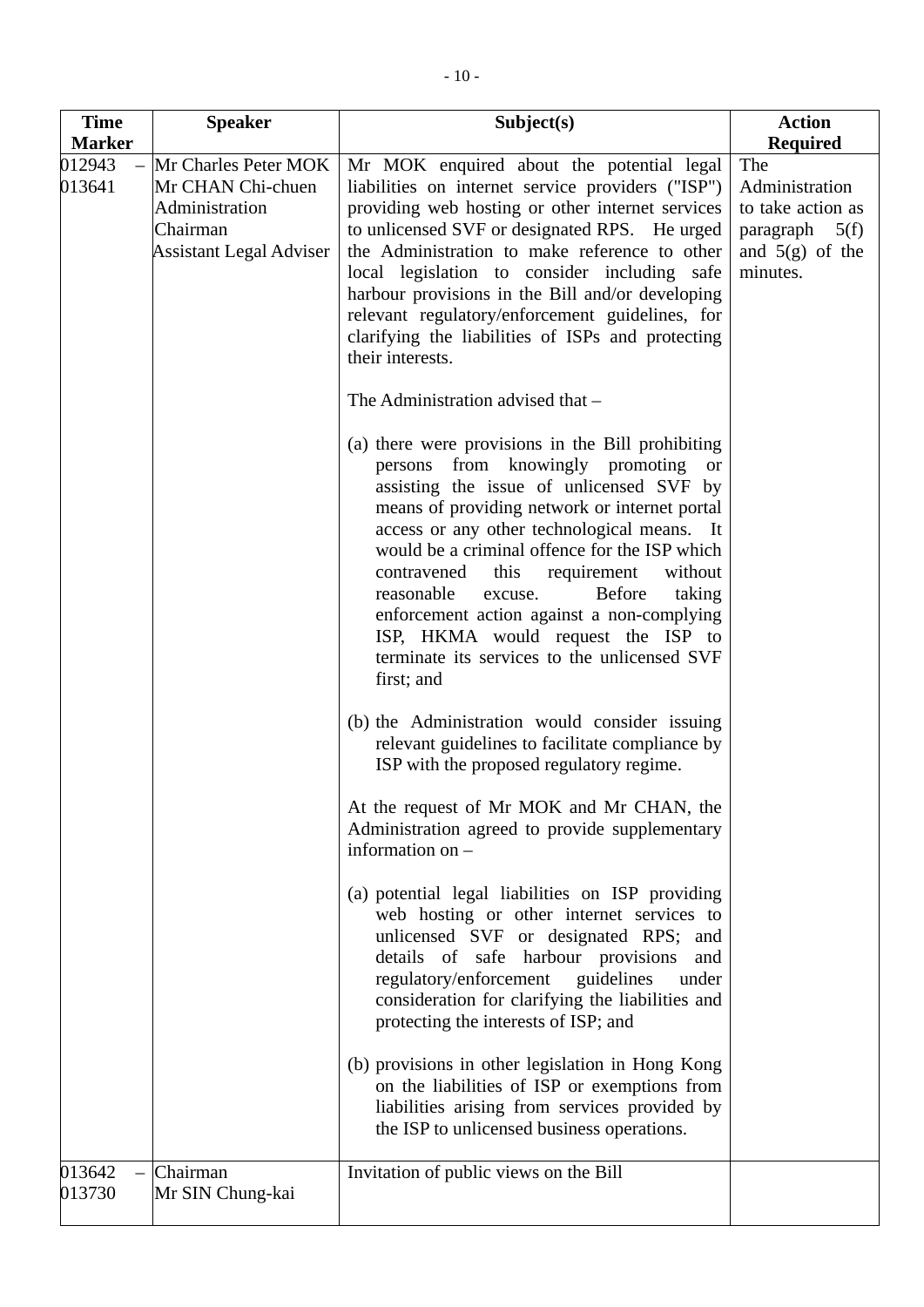| Time Marker | Speaker | Subject(s) | Action Required |
|---|---|---|---|
| 012943 – 013641 | Mr Charles Peter MOK<br>Mr CHAN Chi-chuen<br>Administration<br>Chairman<br>Assistant Legal Adviser | Mr MOK enquired about the potential legal liabilities on internet service providers ("ISP") providing web hosting or other internet services to unlicensed SVF or designated RPS. He urged the Administration to make reference to other local legislation to consider including safe harbour provisions in the Bill and/or developing relevant regulatory/enforcement guidelines, for clarifying the liabilities of ISPs and protecting their interests.<br><br>The Administration advised that –<br><br>(a) there were provisions in the Bill prohibiting persons from knowingly promoting or assisting the issue of unlicensed SVF by means of providing network or internet portal access or any other technological means. It would be a criminal offence for the ISP which contravened this requirement without reasonable excuse. Before taking enforcement action against a non-complying ISP, HKMA would request the ISP to terminate its services to the unlicensed SVF first; and<br><br>(b) the Administration would consider issuing relevant guidelines to facilitate compliance by ISP with the proposed regulatory regime.<br><br>At the request of Mr MOK and Mr CHAN, the Administration agreed to provide supplementary information on –<br><br>(a) potential legal liabilities on ISP providing web hosting or other internet services to unlicensed SVF or designated RPS; and details of safe harbour provisions and regulatory/enforcement guidelines under consideration for clarifying the liabilities and protecting the interests of ISP; and<br><br>(b) provisions in other legislation in Hong Kong on the liabilities of ISP or exemptions from liabilities arising from services provided by the ISP to unlicensed business operations. | The Administration to take action as paragraph 5(f) and 5(g) of the minutes. |
| 013642 – 013730 | Chairman<br>Mr SIN Chung-kai | Invitation of public views on the Bill | |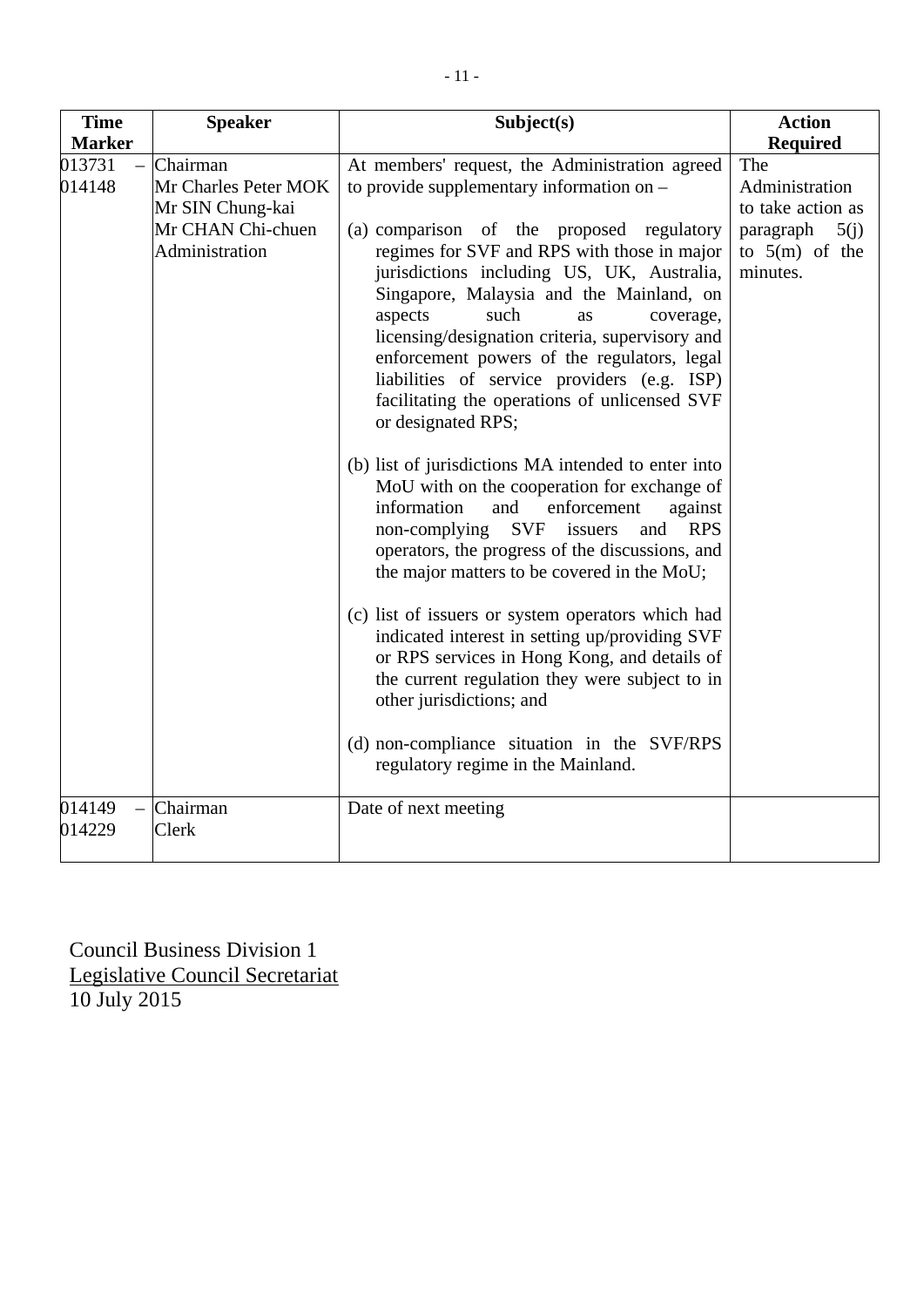| Time Marker | Speaker | Subject(s) | Action Required |
|---|---|---|---|
| 013731 – 014148 | Chairman<br>Mr Charles Peter MOK<br>Mr SIN Chung-kai<br>Mr CHAN Chi-chuen<br>Administration | At members' request, the Administration agreed to provide supplementary information on –<br><br>(a) comparison of the proposed regulatory regimes for SVF and RPS with those in major jurisdictions including US, UK, Australia, Singapore, Malaysia and the Mainland, on aspects such as coverage, licensing/designation criteria, supervisory and enforcement powers of the regulators, legal liabilities of service providers (e.g. ISP) facilitating the operations of unlicensed SVF or designated RPS;<br><br>(b) list of jurisdictions MA intended to enter into MoU with on the cooperation for exchange of information and enforcement against non-complying SVF issuers and RPS operators, the progress of the discussions, and the major matters to be covered in the MoU;<br><br>(c) list of issuers or system operators which had indicated interest in setting up/providing SVF or RPS services in Hong Kong, and details of the current regulation they were subject to in other jurisdictions; and<br><br>(d) non-compliance situation in the SVF/RPS regulatory regime in the Mainland. | The Administration to take action as paragraph 5(j) to 5(m) of the minutes. |
| 014149 – 014229 | Chairman<br>Clerk | Date of next meeting | |

Council Business Division 1
Legislative Council Secretariat
10 July 2015